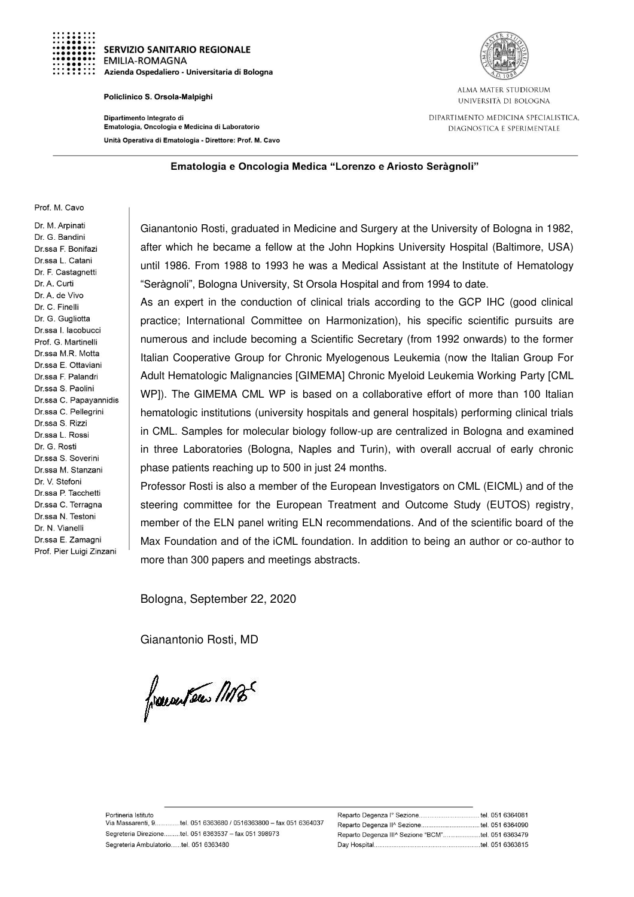**SERVIZIO SANITARIO REGIONALE**
EMILIA-ROMAGNA
**Azienda Ospedaliero - Universitaria di Bologna**

**Policlinico S. Orsola-Malpighi**

**Dipartimento Integrato di Ematologia, Oncologia e Medicina di Laboratorio**

**Unità Operativa di Ematologia - Direttore: Prof. M. Cavo**

ALMA MATER STUDIORUM
UNIVERSITÀ DI BOLOGNA

DIPARTIMENTO MEDICINA SPECIALISTICA, DIAGNOSTICA E SPERIMENTALE

**Ematologia e Oncologia Medica "Lorenzo e Ariosto Seràgnoli"**

Prof. M. Cavo
Dr. M. Arpinati
Dr. G. Bandini
Dr.ssa F. Bonifazi
Dr.ssa L. Catani
Dr. F. Castagnetti
Dr. A. Curti
Dr. A. de Vivo
Dr. C. Finelli
Dr. G. Gugliotta
Dr.ssa I. Iacobucci
Prof. G. Martinelli
Dr.ssa M.R. Motta
Dr.ssa E. Ottaviani
Dr.ssa F. Palandri
Dr.ssa S. Paolini
Dr.ssa C. Papayannidis
Dr.ssa C. Pellegrini
Dr.ssa S. Rizzi
Dr.ssa L. Rossi
Dr. G. Rosti
Dr.ssa S. Soverini
Dr.ssa M. Stanzani
Dr. V. Stefoni
Dr.ssa P. Tacchetti
Dr.ssa C. Terragna
Dr.ssa N. Testoni
Dr. N. Vianelli
Dr.ssa E. Zamagni
Prof. Pier Luigi Zinzani

Gianantonio Rosti, graduated in Medicine and Surgery at the University of Bologna in 1982, after which he became a fellow at the John Hopkins University Hospital (Baltimore, USA) until 1986. From 1988 to 1993 he was a Medical Assistant at the Institute of Hematology "Seràgnoli", Bologna University, St Orsola Hospital and from 1994 to date.

As an expert in the conduction of clinical trials according to the GCP IHC (good clinical practice; International Committee on Harmonization), his specific scientific pursuits are numerous and include becoming a Scientific Secretary (from 1992 onwards) to the former Italian Cooperative Group for Chronic Myelogenous Leukemia (now the Italian Group For Adult Hematologic Malignancies [GIMEMA] Chronic Myeloid Leukemia Working Party [CML WP]). The GIMEMA CML WP is based on a collaborative effort of more than 100 Italian hematologic institutions (university hospitals and general hospitals) performing clinical trials in CML. Samples for molecular biology follow-up are centralized in Bologna and examined in three Laboratories (Bologna, Naples and Turin), with overall accrual of early chronic phase patients reaching up to 500 in just 24 months.

Professor Rosti is also a member of the European Investigators on CML (EICML) and of the steering committee for the European Treatment and Outcome Study (EUTOS) registry, member of the ELN panel writing ELN recommendations. And of the scientific board of the Max Foundation and of the iCML foundation. In addition to being an author or co-author to more than 300 papers and meetings abstracts.

Bologna, September 22, 2020

Gianantonio Rosti, MD

Portineria Istituto
Via Massarenti, 9..............tel. 051 6363680 / 0516363800 – fax 051 6364037
Segreteria Direzione.........tel. 051 6363537 – fax 051 398973
Segreteria Ambulatorio......tel. 051 6363480

Reparto Degenza I° Sezione..................................tel. 051 6364081
Reparto Degenza II^ Sezione.................................tel. 051 6364090
Reparto Degenza III^ Sezione "BCM"......................tel. 051 6363479
Day Hospital..........................................................tel. 051 6363815